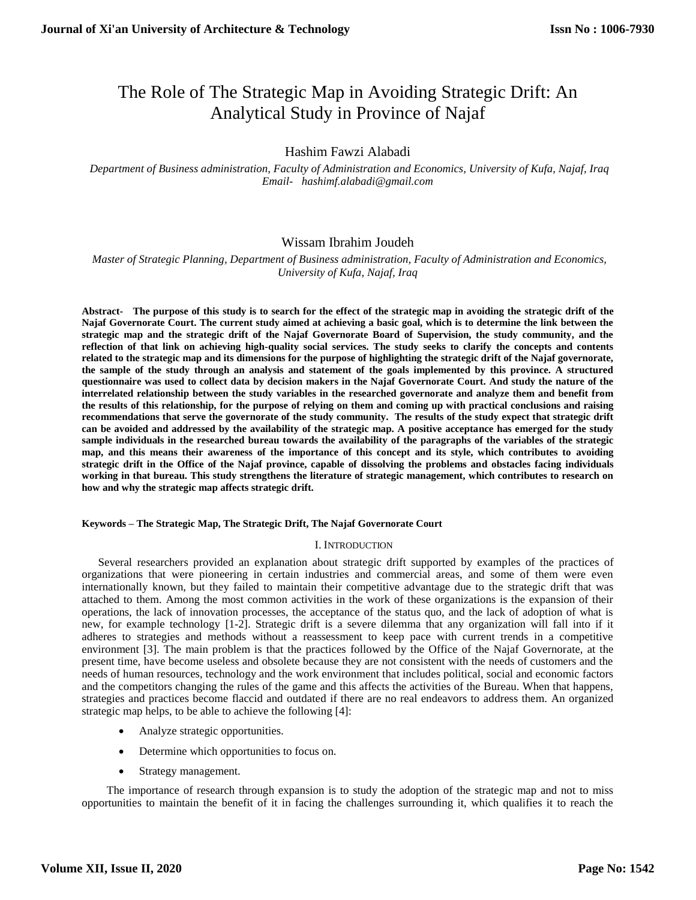# The Role of The Strategic Map in Avoiding Strategic Drift: An Analytical Study in Province of Najaf

Hashim Fawzi Alabadi

*Department of Business administration, Faculty of Administration and Economics, University of Kufa, Najaf, Iraq*
*Email- hashimf.alabadi@gmail.com*

Wissam Ibrahim Joudeh

*Master of Strategic Planning, Department of Business administration, Faculty of Administration and Economics, University of Kufa, Najaf, Iraq*

**Abstract- The purpose of this study is to search for the effect of the strategic map in avoiding the strategic drift of the Najaf Governorate Court. The current study aimed at achieving a basic goal, which is to determine the link between the strategic map and the strategic drift of the Najaf Governorate Board of Supervision, the study community, and the reflection of that link on achieving high-quality social services. The study seeks to clarify the concepts and contents related to the strategic map and its dimensions for the purpose of highlighting the strategic drift of the Najaf governorate, the sample of the study through an analysis and statement of the goals implemented by this province. A structured questionnaire was used to collect data by decision makers in the Najaf Governorate Court. And study the nature of the interrelated relationship between the study variables in the researched governorate and analyze them and benefit from the results of this relationship, for the purpose of relying on them and coming up with practical conclusions and raising recommendations that serve the governorate of the study community. The results of the study expect that strategic drift can be avoided and addressed by the availability of the strategic map. A positive acceptance has emerged for the study sample individuals in the researched bureau towards the availability of the paragraphs of the variables of the strategic map, and this means their awareness of the importance of this concept and its style, which contributes to avoiding strategic drift in the Office of the Najaf province, capable of dissolving the problems and obstacles facing individuals working in that bureau. This study strengthens the literature of strategic management, which contributes to research on how and why the strategic map affects strategic drift.**

**Keywords – The Strategic Map, The Strategic Drift, The Najaf Governorate Court**

## I. Introduction

Several researchers provided an explanation about strategic drift supported by examples of the practices of organizations that were pioneering in certain industries and commercial areas, and some of them were even internationally known, but they failed to maintain their competitive advantage due to the strategic drift that was attached to them. Among the most common activities in the work of these organizations is the expansion of their operations, the lack of innovation processes, the acceptance of the status quo, and the lack of adoption of what is new, for example technology [1-2]. Strategic drift is a severe dilemma that any organization will fall into if it adheres to strategies and methods without a reassessment to keep pace with current trends in a competitive environment [3]. The main problem is that the practices followed by the Office of the Najaf Governorate, at the present time, have become useless and obsolete because they are not consistent with the needs of customers and the needs of human resources, technology and the work environment that includes political, social and economic factors and the competitors changing the rules of the game and this affects the activities of the Bureau. When that happens, strategies and practices become flaccid and outdated if there are no real endeavors to address them. An organized strategic map helps, to be able to achieve the following [4]:

- Analyze strategic opportunities.
- Determine which opportunities to focus on.
- Strategy management.

The importance of research through expansion is to study the adoption of the strategic map and not to miss opportunities to maintain the benefit of it in facing the challenges surrounding it, which qualifies it to reach the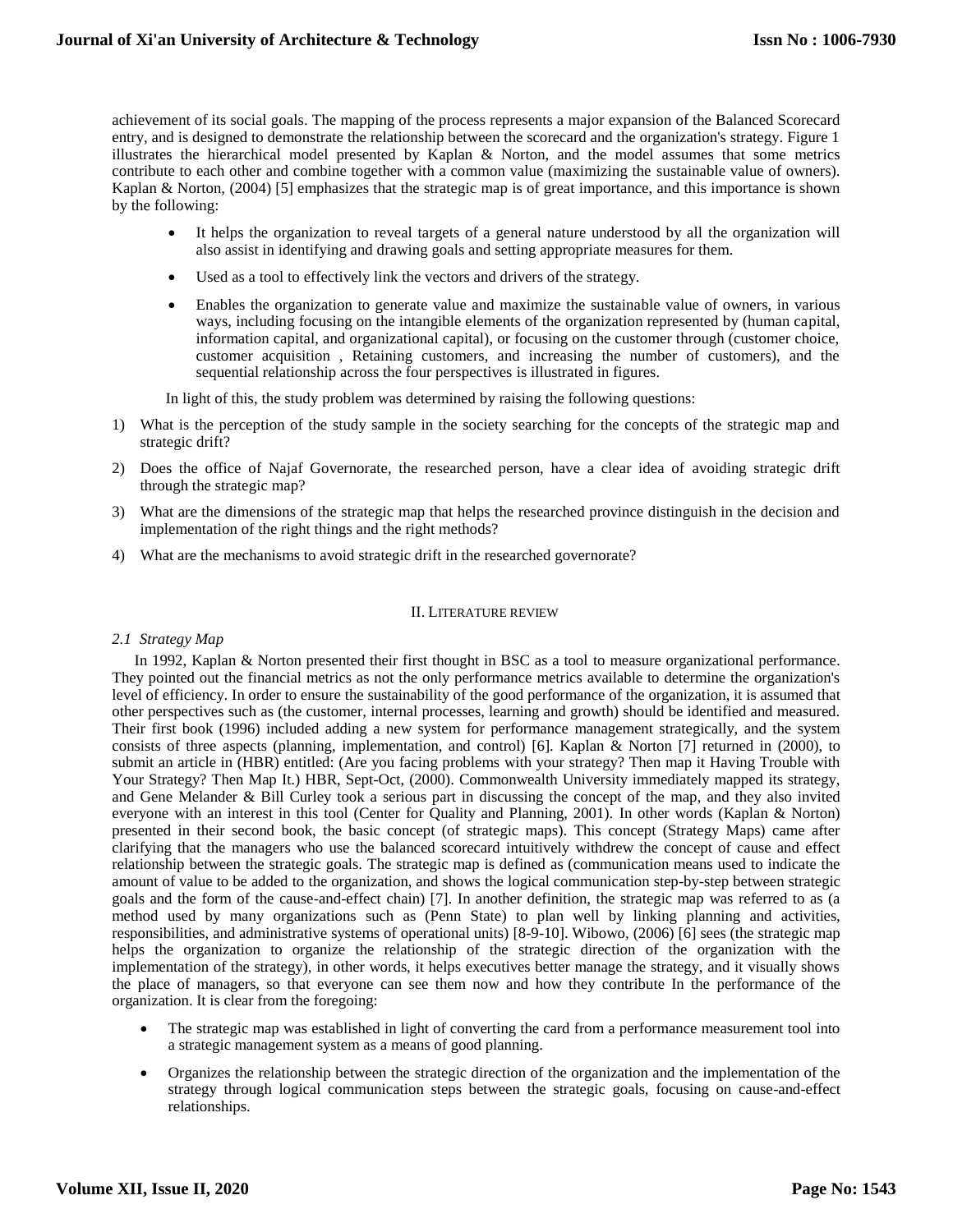achievement of its social goals. The mapping of the process represents a major expansion of the Balanced Scorecard entry, and is designed to demonstrate the relationship between the scorecard and the organization's strategy. Figure 1 illustrates the hierarchical model presented by Kaplan & Norton, and the model assumes that some metrics contribute to each other and combine together with a common value (maximizing the sustainable value of owners). Kaplan & Norton, (2004) [5] emphasizes that the strategic map is of great importance, and this importance is shown by the following:

- It helps the organization to reveal targets of a general nature understood by all the organization will also assist in identifying and drawing goals and setting appropriate measures for them.
- Used as a tool to effectively link the vectors and drivers of the strategy.
- Enables the organization to generate value and maximize the sustainable value of owners, in various ways, including focusing on the intangible elements of the organization represented by (human capital, information capital, and organizational capital), or focusing on the customer through (customer choice, customer acquisition , Retaining customers, and increasing the number of customers), and the sequential relationship across the four perspectives is illustrated in figures.

In light of this, the study problem was determined by raising the following questions:

1) What is the perception of the study sample in the society searching for the concepts of the strategic map and strategic drift?
2) Does the office of Najaf Governorate, the researched person, have a clear idea of avoiding strategic drift through the strategic map?
3) What are the dimensions of the strategic map that helps the researched province distinguish in the decision and implementation of the right things and the right methods?
4) What are the mechanisms to avoid strategic drift in the researched governorate?

## II. Literature review

### *2.1 Strategy Map*

In 1992, Kaplan & Norton presented their first thought in BSC as a tool to measure organizational performance. They pointed out the financial metrics as not the only performance metrics available to determine the organization's level of efficiency. In order to ensure the sustainability of the good performance of the organization, it is assumed that other perspectives such as (the customer, internal processes, learning and growth) should be identified and measured. Their first book (1996) included adding a new system for performance management strategically, and the system consists of three aspects (planning, implementation, and control) [6]. Kaplan & Norton [7] returned in (2000), to submit an article in (HBR) entitled: (Are you facing problems with your strategy? Then map it Having Trouble with Your Strategy? Then Map It.) HBR, Sept-Oct, (2000). Commonwealth University immediately mapped its strategy, and Gene Melander & Bill Curley took a serious part in discussing the concept of the map, and they also invited everyone with an interest in this tool (Center for Quality and Planning, 2001). In other words (Kaplan & Norton) presented in their second book, the basic concept (of strategic maps). This concept (Strategy Maps) came after clarifying that the managers who use the balanced scorecard intuitively withdrew the concept of cause and effect relationship between the strategic goals. The strategic map is defined as (communication means used to indicate the amount of value to be added to the organization, and shows the logical communication step-by-step between strategic goals and the form of the cause-and-effect chain) [7]. In another definition, the strategic map was referred to as (a method used by many organizations such as (Penn State) to plan well by linking planning and activities, responsibilities, and administrative systems of operational units) [8-9-10]. Wibowo, (2006) [6] sees (the strategic map helps the organization to organize the relationship of the strategic direction of the organization with the implementation of the strategy), in other words, it helps executives better manage the strategy, and it visually shows the place of managers, so that everyone can see them now and how they contribute In the performance of the organization. It is clear from the foregoing:

- The strategic map was established in light of converting the card from a performance measurement tool into a strategic management system as a means of good planning.
- Organizes the relationship between the strategic direction of the organization and the implementation of the strategy through logical communication steps between the strategic goals, focusing on cause-and-effect relationships.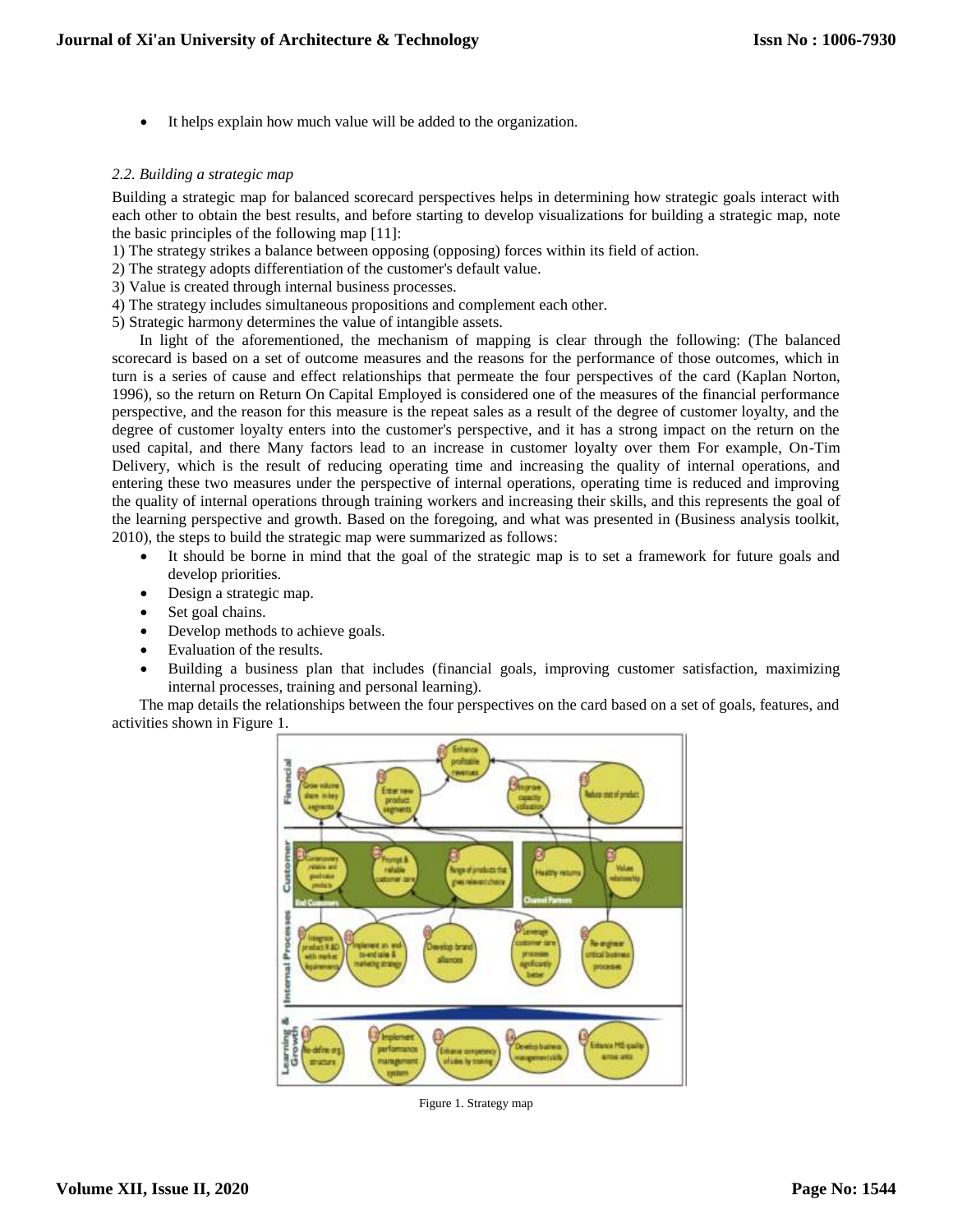- It helps explain how much value will be added to the organization.

### *2.2. Building a strategic map*

Building a strategic map for balanced scorecard perspectives helps in determining how strategic goals interact with each other to obtain the best results, and before starting to develop visualizations for building a strategic map, note the basic principles of the following map [11]:

1) The strategy strikes a balance between opposing (opposing) forces within its field of action.
2) The strategy adopts differentiation of the customer's default value.
3) Value is created through internal business processes.
4) The strategy includes simultaneous propositions and complement each other.
5) Strategic harmony determines the value of intangible assets.

In light of the aforementioned, the mechanism of mapping is clear through the following: (The balanced scorecard is based on a set of outcome measures and the reasons for the performance of those outcomes, which in turn is a series of cause and effect relationships that permeate the four perspectives of the card (Kaplan Norton, 1996), so the return on Return On Capital Employed is considered one of the measures of the financial performance perspective, and the reason for this measure is the repeat sales as a result of the degree of customer loyalty, and the degree of customer loyalty enters into the customer's perspective, and it has a strong impact on the return on the used capital, and there Many factors lead to an increase in customer loyalty over them For example, On-Tim Delivery, which is the result of reducing operating time and increasing the quality of internal operations, and entering these two measures under the perspective of internal operations, operating time is reduced and improving the quality of internal operations through training workers and increasing their skills, and this represents the goal of the learning perspective and growth. Based on the foregoing, and what was presented in (Business analysis toolkit, 2010), the steps to build the strategic map were summarized as follows:

- It should be borne in mind that the goal of the strategic map is to set a framework for future goals and develop priorities.
- Design a strategic map.
- Set goal chains.
- Develop methods to achieve goals.
- Evaluation of the results.
- Building a business plan that includes (financial goals, improving customer satisfaction, maximizing internal processes, training and personal learning).

The map details the relationships between the four perspectives on the card based on a set of goals, features, and activities shown in Figure 1.

Figure 1. Strategy map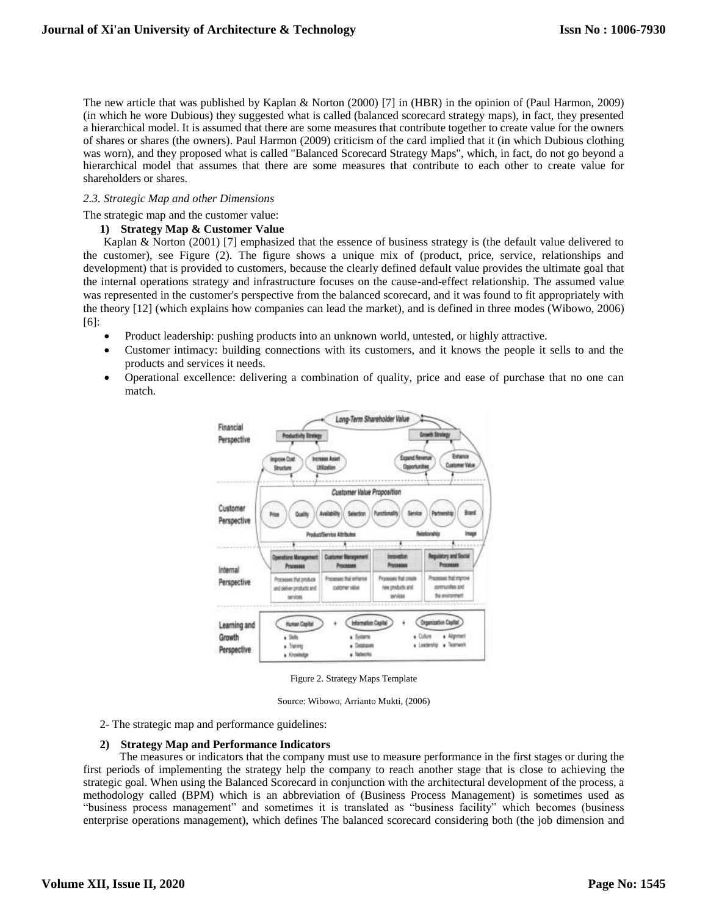The new article that was published by Kaplan & Norton (2000) [7] in (HBR) in the opinion of (Paul Harmon, 2009) (in which he wore Dubious) they suggested what is called (balanced scorecard strategy maps), in fact, they presented a hierarchical model. It is assumed that there are some measures that contribute together to create value for the owners of shares or shares (the owners). Paul Harmon (2009) criticism of the card implied that it (in which Dubious clothing was worn), and they proposed what is called "Balanced Scorecard Strategy Maps", which, in fact, do not go beyond a hierarchical model that assumes that there are some measures that contribute to each other to create value for shareholders or shares.

*2.3. Strategic Map and other Dimensions*

The strategic map and the customer value:

**1) Strategy Map & Customer Value**

Kaplan & Norton (2001) [7] emphasized that the essence of business strategy is (the default value delivered to the customer), see Figure (2). The figure shows a unique mix of (product, price, service, relationships and development) that is provided to customers, because the clearly defined default value provides the ultimate goal that the internal operations strategy and infrastructure focuses on the cause-and-effect relationship. The assumed value was represented in the customer's perspective from the balanced scorecard, and it was found to fit appropriately with the theory [12] (which explains how companies can lead the market), and is defined in three modes (Wibowo, 2006) [6]:

- Product leadership: pushing products into an unknown world, untested, or highly attractive.
- Customer intimacy: building connections with its customers, and it knows the people it sells to and the products and services it needs.
- Operational excellence: delivering a combination of quality, price and ease of purchase that no one can match.

Figure 2. Strategy Maps Template

Source: Wibowo, Arrianto Mukti, (2006)

2- The strategic map and performance guidelines:

**2) Strategy Map and Performance Indicators**

The measures or indicators that the company must use to measure performance in the first stages or during the first periods of implementing the strategy help the company to reach another stage that is close to achieving the strategic goal. When using the Balanced Scorecard in conjunction with the architectural development of the process, a methodology called (BPM) which is an abbreviation of (Business Process Management) is sometimes used as "business process management" and sometimes it is translated as "business facility" which becomes (business enterprise operations management), which defines The balanced scorecard considering both (the job dimension and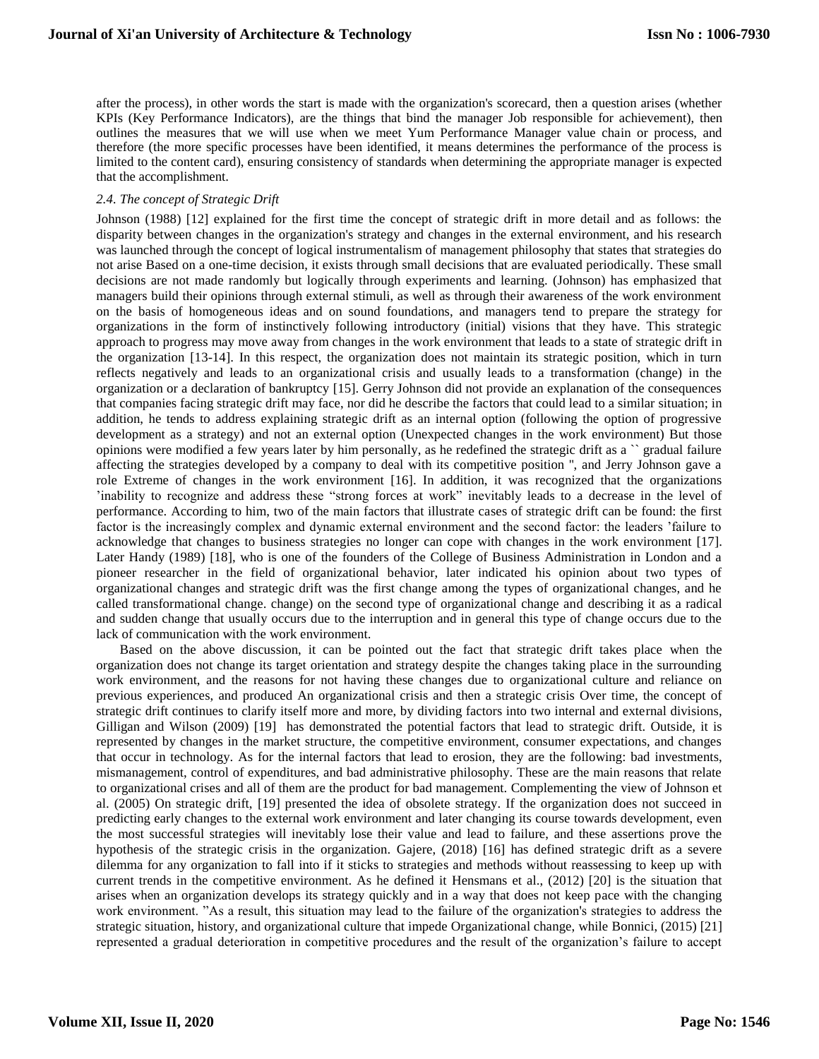after the process), in other words the start is made with the organization's scorecard, then a question arises (whether KPIs (Key Performance Indicators), are the things that bind the manager Job responsible for achievement), then outlines the measures that we will use when we meet Yum Performance Manager value chain or process, and therefore (the more specific processes have been identified, it means determines the performance of the process is limited to the content card), ensuring consistency of standards when determining the appropriate manager is expected that the accomplishment.

### *2.4. The concept of Strategic Drift*

Johnson (1988) [12] explained for the first time the concept of strategic drift in more detail and as follows: the disparity between changes in the organization's strategy and changes in the external environment, and his research was launched through the concept of logical instrumentalism of management philosophy that states that strategies do not arise Based on a one-time decision, it exists through small decisions that are evaluated periodically. These small decisions are not made randomly but logically through experiments and learning. (Johnson) has emphasized that managers build their opinions through external stimuli, as well as through their awareness of the work environment on the basis of homogeneous ideas and on sound foundations, and managers tend to prepare the strategy for organizations in the form of instinctively following introductory (initial) visions that they have. This strategic approach to progress may move away from changes in the work environment that leads to a state of strategic drift in the organization [13-14]. In this respect, the organization does not maintain its strategic position, which in turn reflects negatively and leads to an organizational crisis and usually leads to a transformation (change) in the organization or a declaration of bankruptcy [15]. Gerry Johnson did not provide an explanation of the consequences that companies facing strategic drift may face, nor did he describe the factors that could lead to a similar situation; in addition, he tends to address explaining strategic drift as an internal option (following the option of progressive development as a strategy) and not an external option (Unexpected changes in the work environment) But those opinions were modified a few years later by him personally, as he redefined the strategic drift as a `` gradual failure affecting the strategies developed by a company to deal with its competitive position '', and Jerry Johnson gave a role Extreme of changes in the work environment [16]. In addition, it was recognized that the organizations 'inability to recognize and address these "strong forces at work" inevitably leads to a decrease in the level of performance. According to him, two of the main factors that illustrate cases of strategic drift can be found: the first factor is the increasingly complex and dynamic external environment and the second factor: the leaders 'failure to acknowledge that changes to business strategies no longer can cope with changes in the work environment [17]. Later Handy (1989) [18], who is one of the founders of the College of Business Administration in London and a pioneer researcher in the field of organizational behavior, later indicated his opinion about two types of organizational changes and strategic drift was the first change among the types of organizational changes, and he called transformational change. change) on the second type of organizational change and describing it as a radical and sudden change that usually occurs due to the interruption and in general this type of change occurs due to the lack of communication with the work environment.

Based on the above discussion, it can be pointed out the fact that strategic drift takes place when the organization does not change its target orientation and strategy despite the changes taking place in the surrounding work environment, and the reasons for not having these changes due to organizational culture and reliance on previous experiences, and produced An organizational crisis and then a strategic crisis Over time, the concept of strategic drift continues to clarify itself more and more, by dividing factors into two internal and external divisions, Gilligan and Wilson (2009) [19] has demonstrated the potential factors that lead to strategic drift. Outside, it is represented by changes in the market structure, the competitive environment, consumer expectations, and changes that occur in technology. As for the internal factors that lead to erosion, they are the following: bad investments, mismanagement, control of expenditures, and bad administrative philosophy. These are the main reasons that relate to organizational crises and all of them are the product for bad management. Complementing the view of Johnson et al. (2005) On strategic drift, [19] presented the idea of obsolete strategy. If the organization does not succeed in predicting early changes to the external work environment and later changing its course towards development, even the most successful strategies will inevitably lose their value and lead to failure, and these assertions prove the hypothesis of the strategic crisis in the organization. Gajere, (2018) [16] has defined strategic drift as a severe dilemma for any organization to fall into if it sticks to strategies and methods without reassessing to keep up with current trends in the competitive environment. As he defined it Hensmans et al., (2012) [20] is the situation that arises when an organization develops its strategy quickly and in a way that does not keep pace with the changing work environment. "As a result, this situation may lead to the failure of the organization's strategies to address the strategic situation, history, and organizational culture that impede Organizational change, while Bonnici, (2015) [21] represented a gradual deterioration in competitive procedures and the result of the organization's failure to accept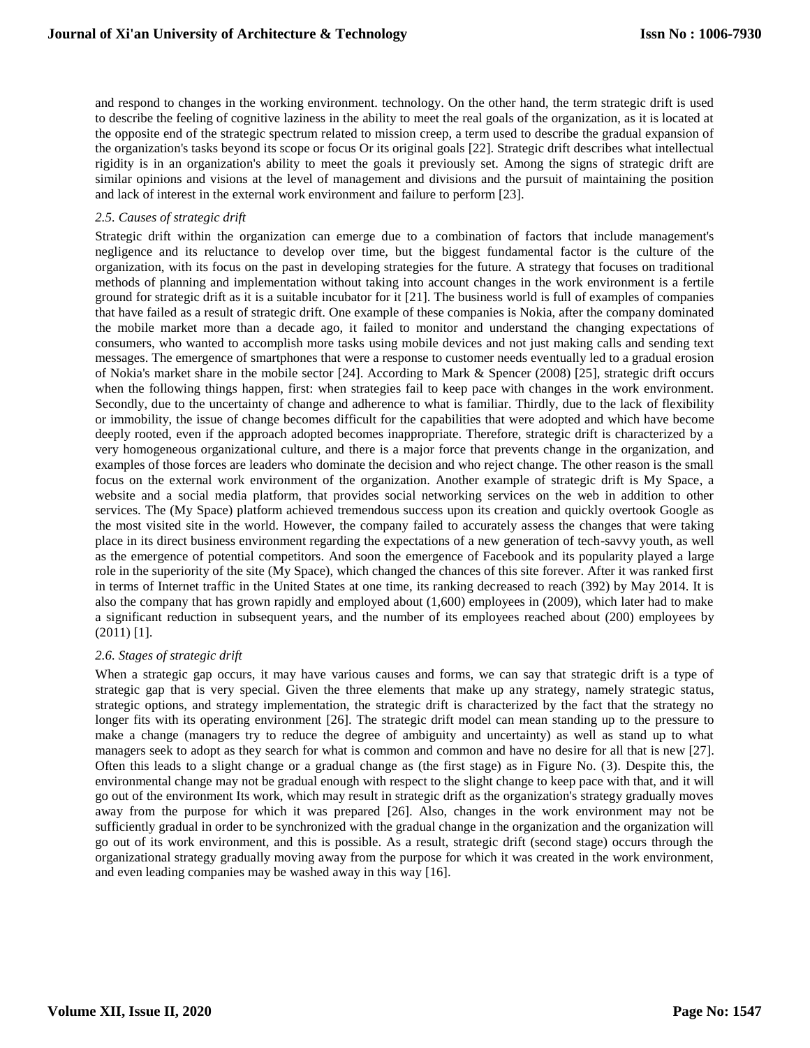and respond to changes in the working environment. technology. On the other hand, the term strategic drift is used to describe the feeling of cognitive laziness in the ability to meet the real goals of the organization, as it is located at the opposite end of the strategic spectrum related to mission creep, a term used to describe the gradual expansion of the organization's tasks beyond its scope or focus Or its original goals [22]. Strategic drift describes what intellectual rigidity is in an organization's ability to meet the goals it previously set. Among the signs of strategic drift are similar opinions and visions at the level of management and divisions and the pursuit of maintaining the position and lack of interest in the external work environment and failure to perform [23].

### *2.5. Causes of strategic drift*

Strategic drift within the organization can emerge due to a combination of factors that include management's negligence and its reluctance to develop over time, but the biggest fundamental factor is the culture of the organization, with its focus on the past in developing strategies for the future. A strategy that focuses on traditional methods of planning and implementation without taking into account changes in the work environment is a fertile ground for strategic drift as it is a suitable incubator for it [21]. The business world is full of examples of companies that have failed as a result of strategic drift. One example of these companies is Nokia, after the company dominated the mobile market more than a decade ago, it failed to monitor and understand the changing expectations of consumers, who wanted to accomplish more tasks using mobile devices and not just making calls and sending text messages. The emergence of smartphones that were a response to customer needs eventually led to a gradual erosion of Nokia's market share in the mobile sector [24]. According to Mark & Spencer (2008) [25], strategic drift occurs when the following things happen, first: when strategies fail to keep pace with changes in the work environment. Secondly, due to the uncertainty of change and adherence to what is familiar. Thirdly, due to the lack of flexibility or immobility, the issue of change becomes difficult for the capabilities that were adopted and which have become deeply rooted, even if the approach adopted becomes inappropriate. Therefore, strategic drift is characterized by a very homogeneous organizational culture, and there is a major force that prevents change in the organization, and examples of those forces are leaders who dominate the decision and who reject change. The other reason is the small focus on the external work environment of the organization. Another example of strategic drift is My Space, a website and a social media platform, that provides social networking services on the web in addition to other services. The (My Space) platform achieved tremendous success upon its creation and quickly overtook Google as the most visited site in the world. However, the company failed to accurately assess the changes that were taking place in its direct business environment regarding the expectations of a new generation of tech-savvy youth, as well as the emergence of potential competitors. And soon the emergence of Facebook and its popularity played a large role in the superiority of the site (My Space), which changed the chances of this site forever. After it was ranked first in terms of Internet traffic in the United States at one time, its ranking decreased to reach (392) by May 2014. It is also the company that has grown rapidly and employed about (1,600) employees in (2009), which later had to make a significant reduction in subsequent years, and the number of its employees reached about (200) employees by (2011) [1].

### *2.6. Stages of strategic drift*

When a strategic gap occurs, it may have various causes and forms, we can say that strategic drift is a type of strategic gap that is very special. Given the three elements that make up any strategy, namely strategic status, strategic options, and strategy implementation, the strategic drift is characterized by the fact that the strategy no longer fits with its operating environment [26]. The strategic drift model can mean standing up to the pressure to make a change (managers try to reduce the degree of ambiguity and uncertainty) as well as stand up to what managers seek to adopt as they search for what is common and common and have no desire for all that is new [27]. Often this leads to a slight change or a gradual change as (the first stage) as in Figure No. (3). Despite this, the environmental change may not be gradual enough with respect to the slight change to keep pace with that, and it will go out of the environment Its work, which may result in strategic drift as the organization's strategy gradually moves away from the purpose for which it was prepared [26]. Also, changes in the work environment may not be sufficiently gradual in order to be synchronized with the gradual change in the organization and the organization will go out of its work environment, and this is possible. As a result, strategic drift (second stage) occurs through the organizational strategy gradually moving away from the purpose for which it was created in the work environment, and even leading companies may be washed away in this way [16].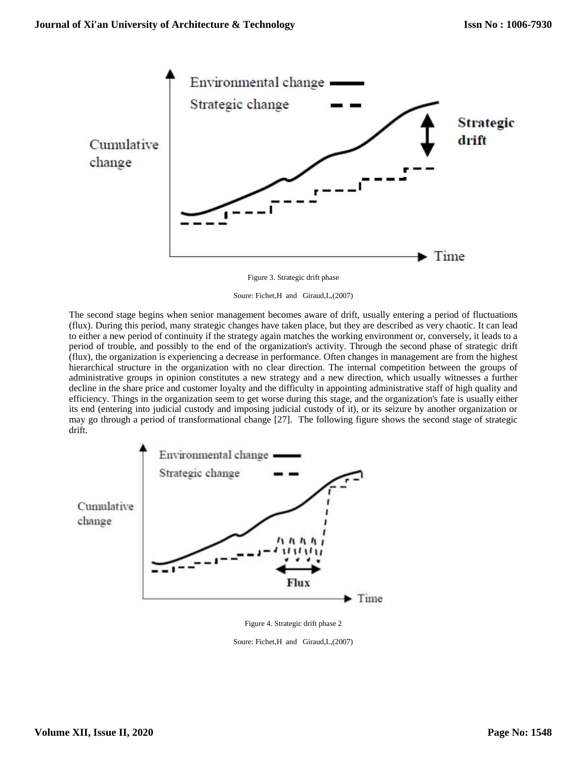Figure 3. Strategic drift phase

Soure: Fichet,H and Giraud,L,(2007)

The second stage begins when senior management becomes aware of drift, usually entering a period of fluctuations (flux). During this period, many strategic changes have taken place, but they are described as very chaotic. It can lead to either a new period of continuity if the strategy again matches the working environment or, conversely, it leads to a period of trouble, and possibly to the end of the organization's activity. Through the second phase of strategic drift (flux), the organization is experiencing a decrease in performance. Often changes in management are from the highest hierarchical structure in the organization with no clear direction. The internal competition between the groups of administrative groups in opinion constitutes a new strategy and a new direction, which usually witnesses a further decline in the share price and customer loyalty and the difficulty in appointing administrative staff of high quality and efficiency. Things in the organization seem to get worse during this stage, and the organization's fate is usually either its end (entering into judicial custody and imposing judicial custody of it), or its seizure by another organization or may go through a period of transformational change [27]. The following figure shows the second stage of strategic drift.

Figure 4. Strategic drift phase 2

Soure: Fichet,H and Giraud,L,(2007)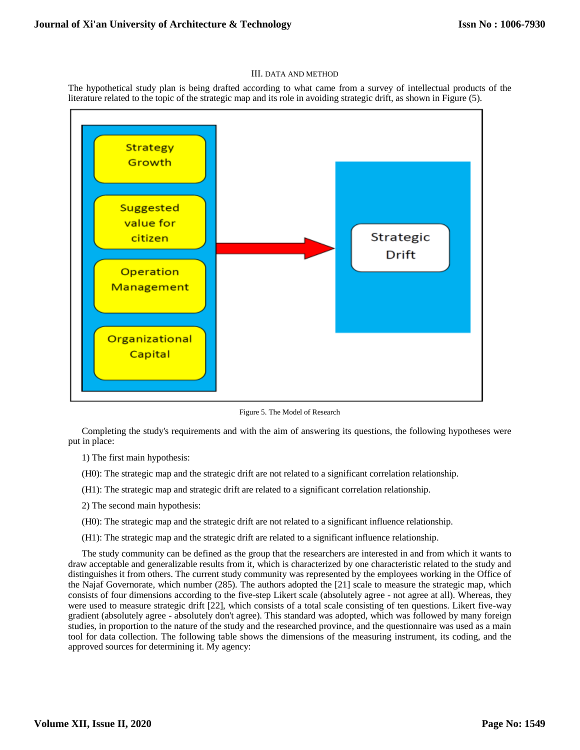## III. DATA AND METHOD

The hypothetical study plan is being drafted according to what came from a survey of intellectual products of the literature related to the topic of the strategic map and its role in avoiding strategic drift, as shown in Figure (5).

Figure 5. The Model of Research

Completing the study's requirements and with the aim of answering its questions, the following hypotheses were put in place:

1) The first main hypothesis:

(H0): The strategic map and the strategic drift are not related to a significant correlation relationship.

(H1): The strategic map and strategic drift are related to a significant correlation relationship.

2) The second main hypothesis:

(H0): The strategic map and the strategic drift are not related to a significant influence relationship.

(H1): The strategic map and the strategic drift are related to a significant influence relationship.

The study community can be defined as the group that the researchers are interested in and from which it wants to draw acceptable and generalizable results from it, which is characterized by one characteristic related to the study and distinguishes it from others. The current study community was represented by the employees working in the Office of the Najaf Governorate, which number (285). The authors adopted the [21] scale to measure the strategic map, which consists of four dimensions according to the five-step Likert scale (absolutely agree - not agree at all). Whereas, they were used to measure strategic drift [22], which consists of a total scale consisting of ten questions. Likert five-way gradient (absolutely agree - absolutely don't agree). This standard was adopted, which was followed by many foreign studies, in proportion to the nature of the study and the researched province, and the questionnaire was used as a main tool for data collection. The following table shows the dimensions of the measuring instrument, its coding, and the approved sources for determining it. My agency: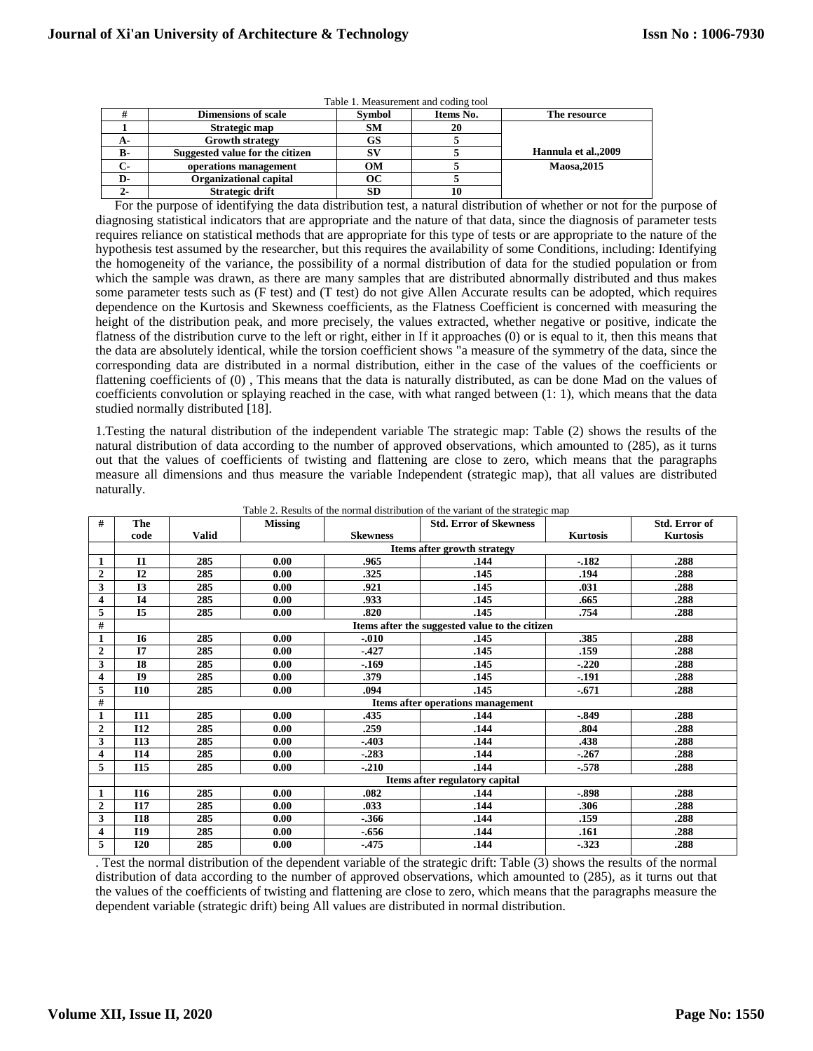Table 1. Measurement and coding tool

| # | Dimensions of scale | Symbol | Items No. | The resource |
|---|---|---|---|---|
| 1 | Strategic map | SM | 20 | |
| A- | Growth strategy | GS | 5 | |
| B- | Suggested value for the citizen | SV | 5 | Hannula et al.,2009 |
| C- | operations management | OM | 5 | Maosa,2015 |
| D- | Organizational capital | OC | 5 | |
| 2- | Strategic drift | SD | 10 | |

For the purpose of identifying the data distribution test, a natural distribution of whether or not for the purpose of diagnosing statistical indicators that are appropriate and the nature of that data, since the diagnosis of parameter tests requires reliance on statistical methods that are appropriate for this type of tests or are appropriate to the nature of the hypothesis test assumed by the researcher, but this requires the availability of some Conditions, including: Identifying the homogeneity of the variance, the possibility of a normal distribution of data for the studied population or from which the sample was drawn, as there are many samples that are distributed abnormally distributed and thus makes some parameter tests such as (F test) and (T test) do not give Allen Accurate results can be adopted, which requires dependence on the Kurtosis and Skewness coefficients, as the Flatness Coefficient is concerned with measuring the height of the distribution peak, and more precisely, the values extracted, whether negative or positive, indicate the flatness of the distribution curve to the left or right, either in If it approaches (0) or is equal to it, then this means that the data are absolutely identical, while the torsion coefficient shows "a measure of the symmetry of the data, since the corresponding data are distributed in a normal distribution, either in the case of the values of the coefficients or flattening coefficients of (0) , This means that the data is naturally distributed, as can be done Mad on the values of coefficients convolution or splaying reached in the case, with what ranged between (1: 1), which means that the data studied normally distributed [18].

1.Testing the natural distribution of the independent variable The strategic map: Table (2) shows the results of the natural distribution of data according to the number of approved observations, which amounted to (285), as it turns out that the values of coefficients of twisting and flattening are close to zero, which means that the paragraphs measure all dimensions and thus measure the variable Independent (strategic map), that all values are distributed naturally.

Table 2. Results of the normal distribution of the variant of the strategic map

| # | The code | Valid | Missing | Skewness | Std. Error of Skewness | Kurtosis | Std. Error of Kurtosis |
|---|---|---|---|---|---|---|---|
| | | Items after growth strategy | | | | | |
| 1 | I1 | 285 | 0.00 | .965 | .144 | -.182 | .288 |
| 2 | I2 | 285 | 0.00 | .325 | .145 | .194 | .288 |
| 3 | I3 | 285 | 0.00 | .921 | .145 | .031 | .288 |
| 4 | I4 | 285 | 0.00 | .933 | .145 | .665 | .288 |
| 5 | I5 | 285 | 0.00 | .820 | .145 | .754 | .288 |
| # | | Items after the suggested value to the citizen | | | | | |
| 1 | I6 | 285 | 0.00 | -.010 | .145 | .385 | .288 |
| 2 | I7 | 285 | 0.00 | -.427 | .145 | .159 | .288 |
| 3 | I8 | 285 | 0.00 | -.169 | .145 | -.220 | .288 |
| 4 | I9 | 285 | 0.00 | .379 | .145 | -.191 | .288 |
| 5 | I10 | 285 | 0.00 | .094 | .145 | -.671 | .288 |
| # | | Items after operations management | | | | | |
| 1 | I11 | 285 | 0.00 | .435 | .144 | -.849 | .288 |
| 2 | I12 | 285 | 0.00 | .259 | .144 | .804 | .288 |
| 3 | I13 | 285 | 0.00 | -.403 | .144 | .438 | .288 |
| 4 | I14 | 285 | 0.00 | -.283 | .144 | -.267 | .288 |
| 5 | I15 | 285 | 0.00 | -.210 | .144 | -.578 | .288 |
| | | Items after regulatory capital | | | | | |
| 1 | I16 | 285 | 0.00 | .082 | .144 | -.898 | .288 |
| 2 | I17 | 285 | 0.00 | .033 | .144 | .306 | .288 |
| 3 | I18 | 285 | 0.00 | -.366 | .144 | .159 | .288 |
| 4 | I19 | 285 | 0.00 | -.656 | .144 | .161 | .288 |
| 5 | I20 | 285 | 0.00 | -.475 | .144 | -.323 | .288 |

. Test the normal distribution of the dependent variable of the strategic drift: Table (3) shows the results of the normal distribution of data according to the number of approved observations, which amounted to (285), as it turns out that the values of the coefficients of twisting and flattening are close to zero, which means that the paragraphs measure the dependent variable (strategic drift) being All values are distributed in normal distribution.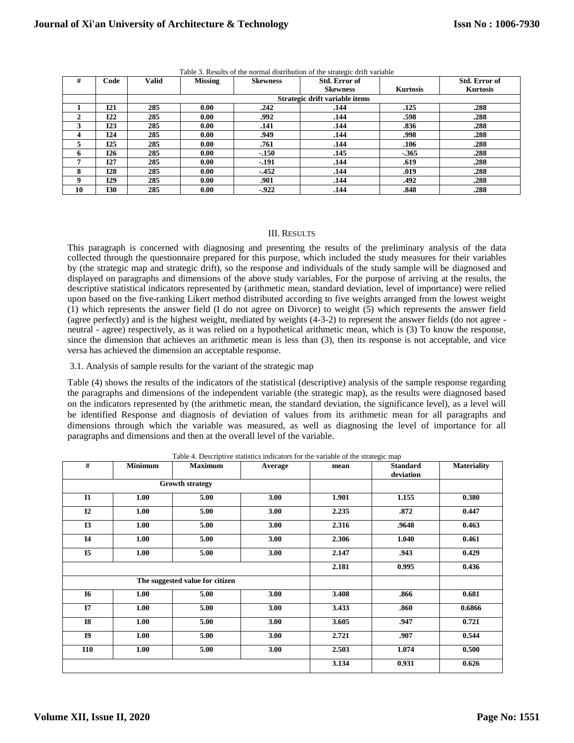Table 3. Results of the normal distribution of the strategic drift variable

| # | Code | Valid | Missing | Skewness | Std. Error of Skewness | Kurtosis | Std. Error of Kurtosis |
|---|---|---|---|---|---|---|---|
| | | Strategic drift variable items | | | | | |
| 1 | I21 | 285 | 0.00 | .242 | .144 | .125 | .288 |
| 2 | I22 | 285 | 0.00 | .992 | .144 | .598 | .288 |
| 3 | I23 | 285 | 0.00 | .141 | .144 | .836 | .288 |
| 4 | I24 | 285 | 0.00 | .949 | .144 | .998 | .288 |
| 5 | I25 | 285 | 0.00 | .761 | .144 | .106 | .288 |
| 6 | I26 | 285 | 0.00 | -.150 | .145 | -.365 | .288 |
| 7 | I27 | 285 | 0.00 | -.191 | .144 | .619 | .288 |
| 8 | I28 | 285 | 0.00 | -.452 | .144 | .019 | .288 |
| 9 | I29 | 285 | 0.00 | .901 | .144 | .492 | .288 |
| 10 | I30 | 285 | 0.00 | -.922 | .144 | .848 | .288 |

## III. Results

This paragraph is concerned with diagnosing and presenting the results of the preliminary analysis of the data collected through the questionnaire prepared for this purpose, which included the study measures for their variables by (the strategic map and strategic drift), so the response and individuals of the study sample will be diagnosed and displayed on paragraphs and dimensions of the above study variables, For the purpose of arriving at the results, the descriptive statistical indicators represented by (arithmetic mean, standard deviation, level of importance) were relied upon based on the five-ranking Likert method distributed according to five weights arranged from the lowest weight (1) which represents the answer field (I do not agree on Divorce) to weight (5) which represents the answer field (agree perfectly) and is the highest weight, mediated by weights (4-3-2) to represent the answer fields (do not agree - neutral - agree) respectively, as it was relied on a hypothetical arithmetic mean, which is (3) To know the response, since the dimension that achieves an arithmetic mean is less than (3), then its response is not acceptable, and vice versa has achieved the dimension an acceptable response.

### 3.1. Analysis of sample results for the variant of the strategic map

Table (4) shows the results of the indicators of the statistical (descriptive) analysis of the sample response regarding the paragraphs and dimensions of the independent variable (the strategic map), as the results were diagnosed based on the indicators represented by (the arithmetic mean, the standard deviation, the significance level), as a level will be identified Response and diagnosis of deviation of values from its arithmetic mean for all paragraphs and dimensions through which the variable was measured, as well as diagnosing the level of importance for all paragraphs and dimensions and then at the overall level of the variable.

Table 4. Descriptive statistics indicators for the variable of the strategic map

| # | Minimum | Maximum | Average | mean | Standard deviation | Materiality |
|---|---|---|---|---|---|---|
| Growth strategy | | | | | | |
| I1 | 1.00 | 5.00 | 3.00 | 1.901 | 1.155 | 0.380 |
| I2 | 1.00 | 5.00 | 3.00 | 2.235 | .872 | 0.447 |
| I3 | 1.00 | 5.00 | 3.00 | 2.316 | .9648 | 0.463 |
| I4 | 1.00 | 5.00 | 3.00 | 2.306 | 1.040 | 0.461 |
| I5 | 1.00 | 5.00 | 3.00 | 2.147 | .943 | 0.429 |
| | | | | 2.181 | 0.995 | 0.436 |
| The suggested value for citizen | | | | | | |
| I6 | 1.00 | 5.00 | 3.00 | 3.408 | .866 | 0.681 |
| I7 | 1.00 | 5.00 | 3.00 | 3.433 | .860 | 0.6866 |
| I8 | 1.00 | 5.00 | 3.00 | 3.605 | .947 | 0.721 |
| I9 | 1.00 | 5.00 | 3.00 | 2.721 | .907 | 0.544 |
| I10 | 1.00 | 5.00 | 3.00 | 2.503 | 1.074 | 0.500 |
| | | | | 3.134 | 0.931 | 0.626 |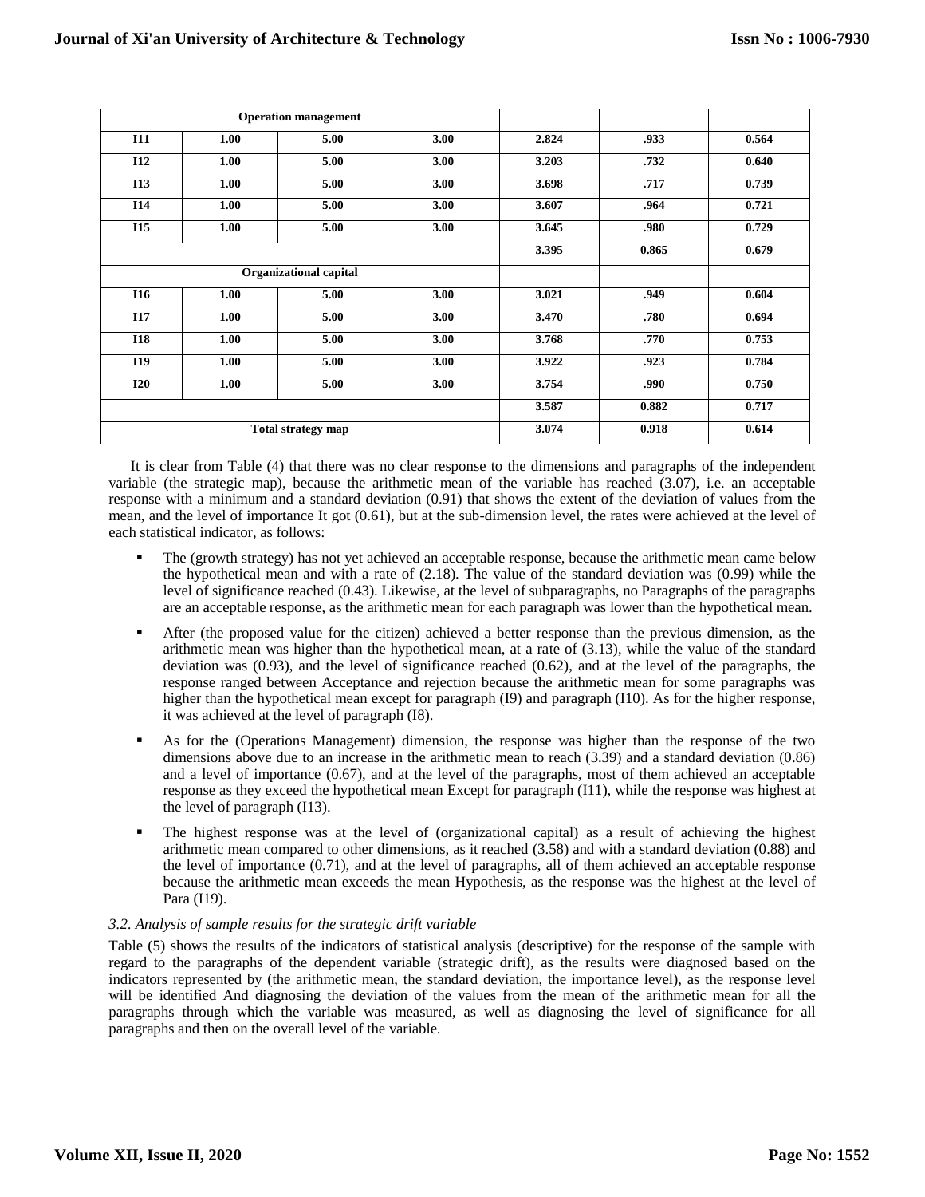| Operation management | | | | | | |
|---|---|---|---|---|---|---|
| I11 | 1.00 | 5.00 | 3.00 | 2.824 | .933 | 0.564 |
| I12 | 1.00 | 5.00 | 3.00 | 3.203 | .732 | 0.640 |
| I13 | 1.00 | 5.00 | 3.00 | 3.698 | .717 | 0.739 |
| I14 | 1.00 | 5.00 | 3.00 | 3.607 | .964 | 0.721 |
| I15 | 1.00 | 5.00 | 3.00 | 3.645 | .980 | 0.729 |
| | | | | 3.395 | 0.865 | 0.679 |
| **Organizational capital** | | | | | | |
| I16 | 1.00 | 5.00 | 3.00 | 3.021 | .949 | 0.604 |
| I17 | 1.00 | 5.00 | 3.00 | 3.470 | .780 | 0.694 |
| I18 | 1.00 | 5.00 | 3.00 | 3.768 | .770 | 0.753 |
| I19 | 1.00 | 5.00 | 3.00 | 3.922 | .923 | 0.784 |
| I20 | 1.00 | 5.00 | 3.00 | 3.754 | .990 | 0.750 |
| | | | | 3.587 | 0.882 | 0.717 |
| **Total strategy map** | | | | 3.074 | 0.918 | 0.614 |

It is clear from Table (4) that there was no clear response to the dimensions and paragraphs of the independent variable (the strategic map), because the arithmetic mean of the variable has reached (3.07), i.e. an acceptable response with a minimum and a standard deviation (0.91) that shows the extent of the deviation of values from the mean, and the level of importance It got (0.61), but at the sub-dimension level, the rates were achieved at the level of each statistical indicator, as follows:

- The (growth strategy) has not yet achieved an acceptable response, because the arithmetic mean came below the hypothetical mean and with a rate of (2.18). The value of the standard deviation was (0.99) while the level of significance reached (0.43). Likewise, at the level of subparagraphs, no Paragraphs of the paragraphs are an acceptable response, as the arithmetic mean for each paragraph was lower than the hypothetical mean.
- After (the proposed value for the citizen) achieved a better response than the previous dimension, as the arithmetic mean was higher than the hypothetical mean, at a rate of (3.13), while the value of the standard deviation was (0.93), and the level of significance reached (0.62), and at the level of the paragraphs, the response ranged between Acceptance and rejection because the arithmetic mean for some paragraphs was higher than the hypothetical mean except for paragraph (I9) and paragraph (I10). As for the higher response, it was achieved at the level of paragraph (I8).
- As for the (Operations Management) dimension, the response was higher than the response of the two dimensions above due to an increase in the arithmetic mean to reach (3.39) and a standard deviation (0.86) and a level of importance (0.67), and at the level of the paragraphs, most of them achieved an acceptable response as they exceed the hypothetical mean Except for paragraph (I11), while the response was highest at the level of paragraph (I13).
- The highest response was at the level of (organizational capital) as a result of achieving the highest arithmetic mean compared to other dimensions, as it reached (3.58) and with a standard deviation (0.88) and the level of importance (0.71), and at the level of paragraphs, all of them achieved an acceptable response because the arithmetic mean exceeds the mean Hypothesis, as the response was the highest at the level of Para (I19).

### *3.2. Analysis of sample results for the strategic drift variable*

Table (5) shows the results of the indicators of statistical analysis (descriptive) for the response of the sample with regard to the paragraphs of the dependent variable (strategic drift), as the results were diagnosed based on the indicators represented by (the arithmetic mean, the standard deviation, the importance level), as the response level will be identified And diagnosing the deviation of the values from the mean of the arithmetic mean for all the paragraphs through which the variable was measured, as well as diagnosing the level of significance for all paragraphs and then on the overall level of the variable.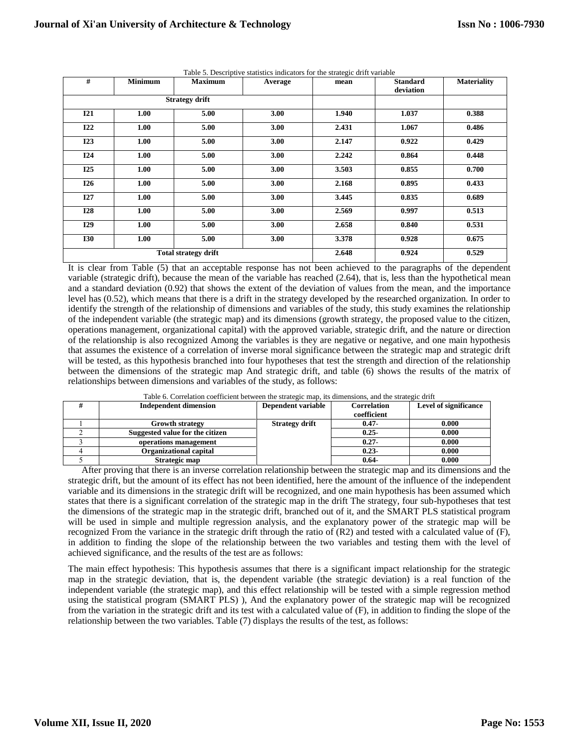Table 5. Descriptive statistics indicators for the strategic drift variable

| # | Minimum | Maximum | Average | mean | Standard deviation | Materiality |
|---|---|---|---|---|---|---|
| Strategy drift | | | | | | |
| I21 | 1.00 | 5.00 | 3.00 | 1.940 | 1.037 | 0.388 |
| I22 | 1.00 | 5.00 | 3.00 | 2.431 | 1.067 | 0.486 |
| I23 | 1.00 | 5.00 | 3.00 | 2.147 | 0.922 | 0.429 |
| I24 | 1.00 | 5.00 | 3.00 | 2.242 | 0.864 | 0.448 |
| I25 | 1.00 | 5.00 | 3.00 | 3.503 | 0.855 | 0.700 |
| I26 | 1.00 | 5.00 | 3.00 | 2.168 | 0.895 | 0.433 |
| I27 | 1.00 | 5.00 | 3.00 | 3.445 | 0.835 | 0.689 |
| I28 | 1.00 | 5.00 | 3.00 | 2.569 | 0.997 | 0.513 |
| I29 | 1.00 | 5.00 | 3.00 | 2.658 | 0.840 | 0.531 |
| I30 | 1.00 | 5.00 | 3.00 | 3.378 | 0.928 | 0.675 |
| Total strategy drift | | | | 2.648 | 0.924 | 0.529 |

It is clear from Table (5) that an acceptable response has not been achieved to the paragraphs of the dependent variable (strategic drift), because the mean of the variable has reached (2.64), that is, less than the hypothetical mean and a standard deviation (0.92) that shows the extent of the deviation of values from the mean, and the importance level has (0.52), which means that there is a drift in the strategy developed by the researched organization. In order to identify the strength of the relationship of dimensions and variables of the study, this study examines the relationship of the independent variable (the strategic map) and its dimensions (growth strategy, the proposed value to the citizen, operations management, organizational capital) with the approved variable, strategic drift, and the nature or direction of the relationship is also recognized Among the variables is they are negative or negative, and one main hypothesis that assumes the existence of a correlation of inverse moral significance between the strategic map and strategic drift will be tested, as this hypothesis branched into four hypotheses that test the strength and direction of the relationship between the dimensions of the strategic map And strategic drift, and table (6) shows the results of the matrix of relationships between dimensions and variables of the study, as follows:

Table 6. Correlation coefficient between the strategic map, its dimensions, and the strategic drift

| # | Independent dimension | Dependent variable | Correlation coefficient | Level of significance |
|---|---|---|---|---|
| 1 | Growth strategy | Strategy drift | 0.47- | 0.000 |
| 2 | Suggested value for the citizen | | 0.25- | 0.000 |
| 3 | operations management | | 0.27- | 0.000 |
| 4 | Organizational capital | | 0.23- | 0.000 |
| 5 | Strategic map | | 0.64- | 0.000 |

After proving that there is an inverse correlation relationship between the strategic map and its dimensions and the strategic drift, but the amount of its effect has not been identified, here the amount of the influence of the independent variable and its dimensions in the strategic drift will be recognized, and one main hypothesis has been assumed which states that there is a significant correlation of the strategic map in the drift The strategy, four sub-hypotheses that test the dimensions of the strategic map in the strategic drift, branched out of it, and the SMART PLS statistical program will be used in simple and multiple regression analysis, and the explanatory power of the strategic map will be recognized From the variance in the strategic drift through the ratio of ($R^2$) and tested with a calculated value of (F), in addition to finding the slope of the relationship between the two variables and testing them with the level of achieved significance, and the results of the test are as follows:

The main effect hypothesis: This hypothesis assumes that there is a significant impact relationship for the strategic map in the strategic deviation, that is, the dependent variable (the strategic deviation) is a real function of the independent variable (the strategic map), and this effect relationship will be tested with a simple regression method using the statistical program (SMART PLS) ), And the explanatory power of the strategic map will be recognized from the variation in the strategic drift and its test with a calculated value of (F), in addition to finding the slope of the relationship between the two variables. Table (7) displays the results of the test, as follows: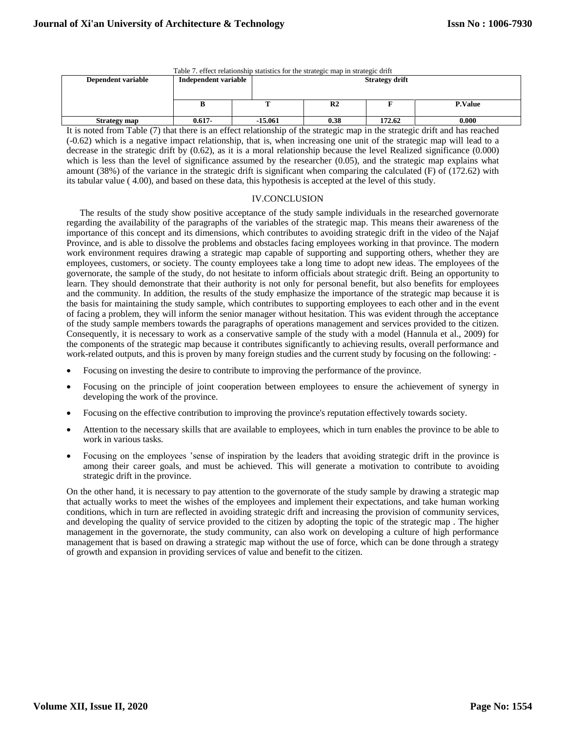Table 7. effect relationship statistics for the strategic map in strategic drift

| Dependent variable | Independent variable | Strategy drift | | | |
|---|---|---|---|---|---|
| | B | T | R2 | F | P.Value |
| Strategy map | 0.617- | -15.061 | 0.38 | 172.62 | 0.000 |

It is noted from Table (7) that there is an effect relationship of the strategic map in the strategic drift and has reached (-0.62) which is a negative impact relationship, that is, when increasing one unit of the strategic map will lead to a decrease in the strategic drift by (0.62), as it is a moral relationship because the level Realized significance (0.000) which is less than the level of significance assumed by the researcher (0.05), and the strategic map explains what amount (38%) of the variance in the strategic drift is significant when comparing the calculated (F) of (172.62) with its tabular value ( 4.00), and based on these data, this hypothesis is accepted at the level of this study.

## IV.CONCLUSION

The results of the study show positive acceptance of the study sample individuals in the researched governorate regarding the availability of the paragraphs of the variables of the strategic map. This means their awareness of the importance of this concept and its dimensions, which contributes to avoiding strategic drift in the video of the Najaf Province, and is able to dissolve the problems and obstacles facing employees working in that province. The modern work environment requires drawing a strategic map capable of supporting and supporting others, whether they are employees, customers, or society. The county employees take a long time to adopt new ideas. The employees of the governorate, the sample of the study, do not hesitate to inform officials about strategic drift. Being an opportunity to learn. They should demonstrate that their authority is not only for personal benefit, but also benefits for employees and the community. In addition, the results of the study emphasize the importance of the strategic map because it is the basis for maintaining the study sample, which contributes to supporting employees to each other and in the event of facing a problem, they will inform the senior manager without hesitation. This was evident through the acceptance of the study sample members towards the paragraphs of operations management and services provided to the citizen. Consequently, it is necessary to work as a conservative sample of the study with a model (Hannula et al., 2009) for the components of the strategic map because it contributes significantly to achieving results, overall performance and work-related outputs, and this is proven by many foreign studies and the current study by focusing on the following: -

- Focusing on investing the desire to contribute to improving the performance of the province.
- Focusing on the principle of joint cooperation between employees to ensure the achievement of synergy in developing the work of the province.
- Focusing on the effective contribution to improving the province's reputation effectively towards society.
- Attention to the necessary skills that are available to employees, which in turn enables the province to be able to work in various tasks.
- Focusing on the employees 'sense of inspiration by the leaders that avoiding strategic drift in the province is among their career goals, and must be achieved. This will generate a motivation to contribute to avoiding strategic drift in the province.

On the other hand, it is necessary to pay attention to the governorate of the study sample by drawing a strategic map that actually works to meet the wishes of the employees and implement their expectations, and take human working conditions, which in turn are reflected in avoiding strategic drift and increasing the provision of community services, and developing the quality of service provided to the citizen by adopting the topic of the strategic map . The higher management in the governorate, the study community, can also work on developing a culture of high performance management that is based on drawing a strategic map without the use of force, which can be done through a strategy of growth and expansion in providing services of value and benefit to the citizen.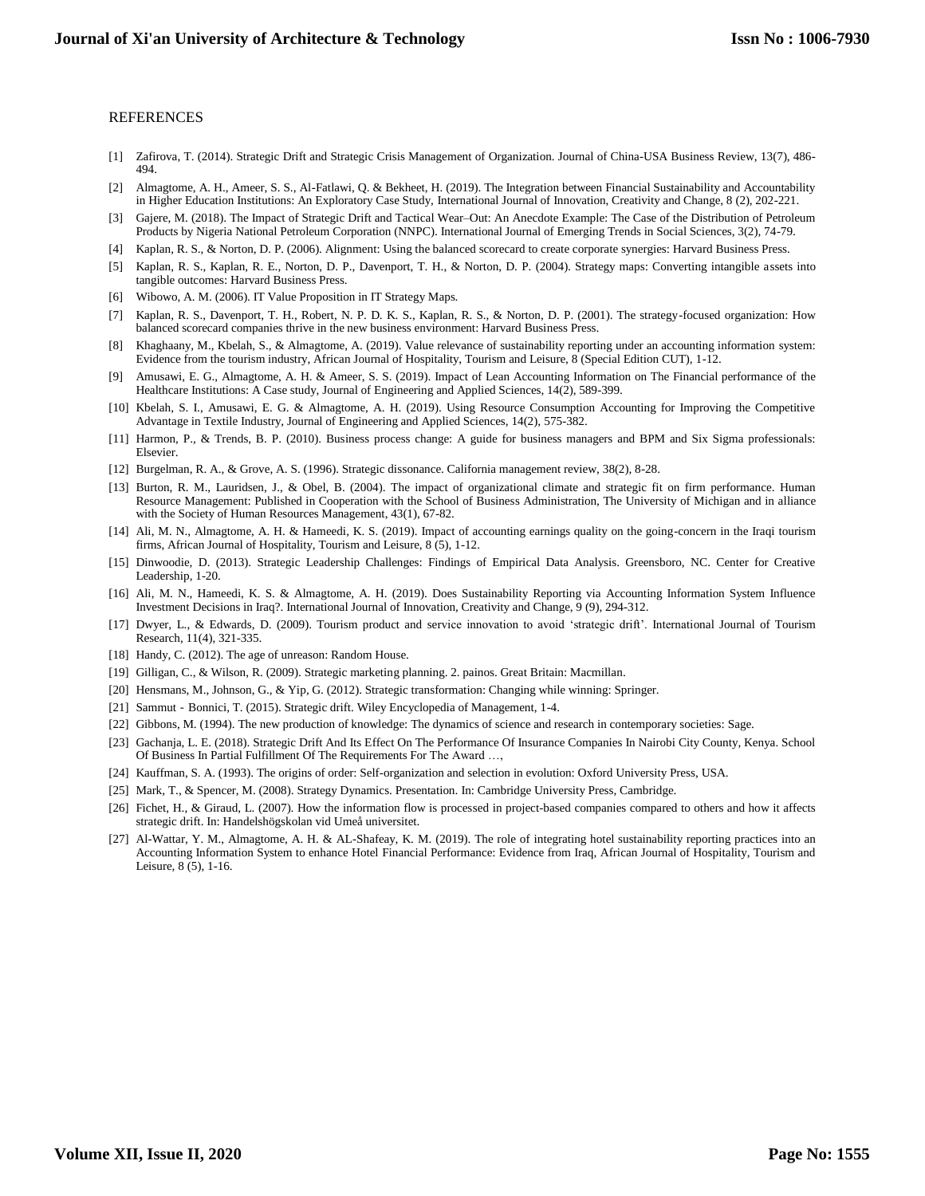## REFERENCES

[1] Zafirova, T. (2014). Strategic Drift and Strategic Crisis Management of Organization. Journal of China-USA Business Review, 13(7), 486-494.

[2] Almagtome, A. H., Ameer, S. S., Al-Fatlawi, Q. & Bekheet, H. (2019). The Integration between Financial Sustainability and Accountability in Higher Education Institutions: An Exploratory Case Study, International Journal of Innovation, Creativity and Change, 8 (2), 202-221.

[3] Gajere, M. (2018). The Impact of Strategic Drift and Tactical Wear–Out: An Anecdote Example: The Case of the Distribution of Petroleum Products by Nigeria National Petroleum Corporation (NNPC). International Journal of Emerging Trends in Social Sciences, 3(2), 74-79.

[4] Kaplan, R. S., & Norton, D. P. (2006). Alignment: Using the balanced scorecard to create corporate synergies: Harvard Business Press.

[5] Kaplan, R. S., Kaplan, R. E., Norton, D. P., Davenport, T. H., & Norton, D. P. (2004). Strategy maps: Converting intangible assets into tangible outcomes: Harvard Business Press.

[6] Wibowo, A. M. (2006). IT Value Proposition in IT Strategy Maps.

[7] Kaplan, R. S., Davenport, T. H., Robert, N. P. D. K. S., Kaplan, R. S., & Norton, D. P. (2001). The strategy-focused organization: How balanced scorecard companies thrive in the new business environment: Harvard Business Press.

[8] Khaghaany, M., Kbelah, S., & Almagtome, A. (2019). Value relevance of sustainability reporting under an accounting information system: Evidence from the tourism industry, African Journal of Hospitality, Tourism and Leisure, 8 (Special Edition CUT), 1-12.

[9] Amusawi, E. G., Almagtome, A. H. & Ameer, S. S. (2019). Impact of Lean Accounting Information on The Financial performance of the Healthcare Institutions: A Case study, Journal of Engineering and Applied Sciences, 14(2), 589-399.

[10] Kbelah, S. I., Amusawi, E. G. & Almagtome, A. H. (2019). Using Resource Consumption Accounting for Improving the Competitive Advantage in Textile Industry, Journal of Engineering and Applied Sciences, 14(2), 575-382.

[11] Harmon, P., & Trends, B. P. (2010). Business process change: A guide for business managers and BPM and Six Sigma professionals: Elsevier.

[12] Burgelman, R. A., & Grove, A. S. (1996). Strategic dissonance. California management review, 38(2), 8-28.

[13] Burton, R. M., Lauridsen, J., & Obel, B. (2004). The impact of organizational climate and strategic fit on firm performance. Human Resource Management: Published in Cooperation with the School of Business Administration, The University of Michigan and in alliance with the Society of Human Resources Management, 43(1), 67-82.

[14] Ali, M. N., Almagtome, A. H. & Hameedi, K. S. (2019). Impact of accounting earnings quality on the going-concern in the Iraqi tourism firms, African Journal of Hospitality, Tourism and Leisure, 8 (5), 1-12.

[15] Dinwoodie, D. (2013). Strategic Leadership Challenges: Findings of Empirical Data Analysis. Greensboro, NC. Center for Creative Leadership, 1-20.

[16] Ali, M. N., Hameedi, K. S. & Almagtome, A. H. (2019). Does Sustainability Reporting via Accounting Information System Influence Investment Decisions in Iraq?. International Journal of Innovation, Creativity and Change, 9 (9), 294-312.

[17] Dwyer, L., & Edwards, D. (2009). Tourism product and service innovation to avoid 'strategic drift'. International Journal of Tourism Research, 11(4), 321-335.

[18] Handy, C. (2012). The age of unreason: Random House.

[19] Gilligan, C., & Wilson, R. (2009). Strategic marketing planning. 2. painos. Great Britain: Macmillan.

[20] Hensmans, M., Johnson, G., & Yip, G. (2012). Strategic transformation: Changing while winning: Springer.

[21] Sammut‐Bonnici, T. (2015). Strategic drift. Wiley Encyclopedia of Management, 1-4.

[22] Gibbons, M. (1994). The new production of knowledge: The dynamics of science and research in contemporary societies: Sage.

[23] Gachanja, L. E. (2018). Strategic Drift And Its Effect On The Performance Of Insurance Companies In Nairobi City County, Kenya. School Of Business In Partial Fulfillment Of The Requirements For The Award …,

[24] Kauffman, S. A. (1993). The origins of order: Self-organization and selection in evolution: Oxford University Press, USA.

[25] Mark, T., & Spencer, M. (2008). Strategy Dynamics. Presentation. In: Cambridge University Press, Cambridge.

[26] Fichet, H., & Giraud, L. (2007). How the information flow is processed in project-based companies compared to others and how it affects strategic drift. In: Handelshögskolan vid Umeå universitet.

[27] Al-Wattar, Y. M., Almagtome, A. H. & AL-Shafeay, K. M. (2019). The role of integrating hotel sustainability reporting practices into an Accounting Information System to enhance Hotel Financial Performance: Evidence from Iraq, African Journal of Hospitality, Tourism and Leisure, 8 (5), 1-16.